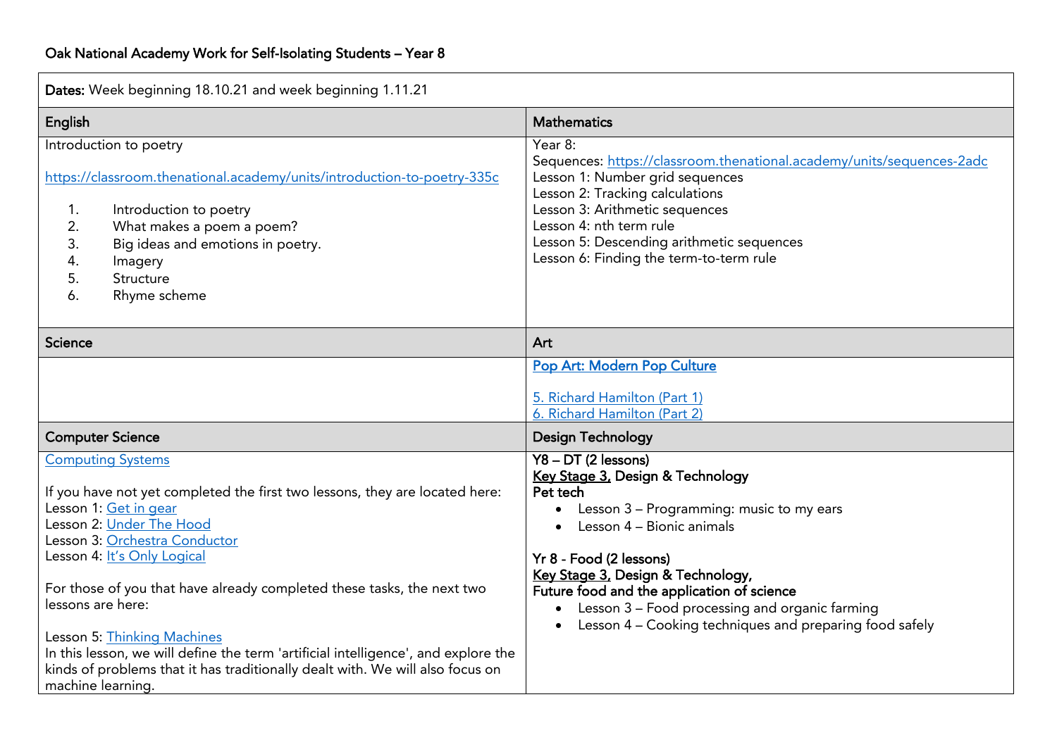# Oak National Academy Work for Self-Isolating Students – Year 8

**Dates:** Week beginning 18.10.21 and week beginning 1.11.21

## English

Introduction to poetry

https://classroom.thenational.academy/units/introduction-to-poetry-335c

1. Introduction to poetry
2. What makes a poem a poem?
3. Big ideas and emotions in poetry.
4. Imagery
5. Structure
6. Rhyme scheme

## Mathematics

Year 8:
Sequences: https://classroom.thenational.academy/units/sequences-2adc
Lesson 1: Number grid sequences
Lesson 2: Tracking calculations
Lesson 3: Arithmetic sequences
Lesson 4: nth term rule
Lesson 5: Descending arithmetic sequences
Lesson 6: Finding the term-to-term rule

## Science

## Art

Pop Art: Modern Pop Culture

5. Richard Hamilton (Part 1)
6. Richard Hamilton (Part 2)

## Computer Science

Computing Systems

If you have not yet completed the first two lessons, they are located here:
Lesson 1: Get in gear
Lesson 2: Under The Hood
Lesson 3: Orchestra Conductor
Lesson 4: It's Only Logical

For those of you that have already completed these tasks, the next two lessons are here:

Lesson 5: Thinking Machines
In this lesson, we will define the term 'artificial intelligence', and explore the kinds of problems that it has traditionally dealt with. We will also focus on machine learning.

## Design Technology

**Y8 – DT (2 lessons)**
Key Stage 3, **Design & Technology**
**Pet tech**

- Lesson 3 – Programming: music to my ears
- Lesson 4 – Bionic animals

**Yr 8 - Food (2 lessons)**
Key Stage 3, **Design & Technology,**
**Future food and the application of science**

- Lesson 3 – Food processing and organic farming
- Lesson 4 – Cooking techniques and preparing food safely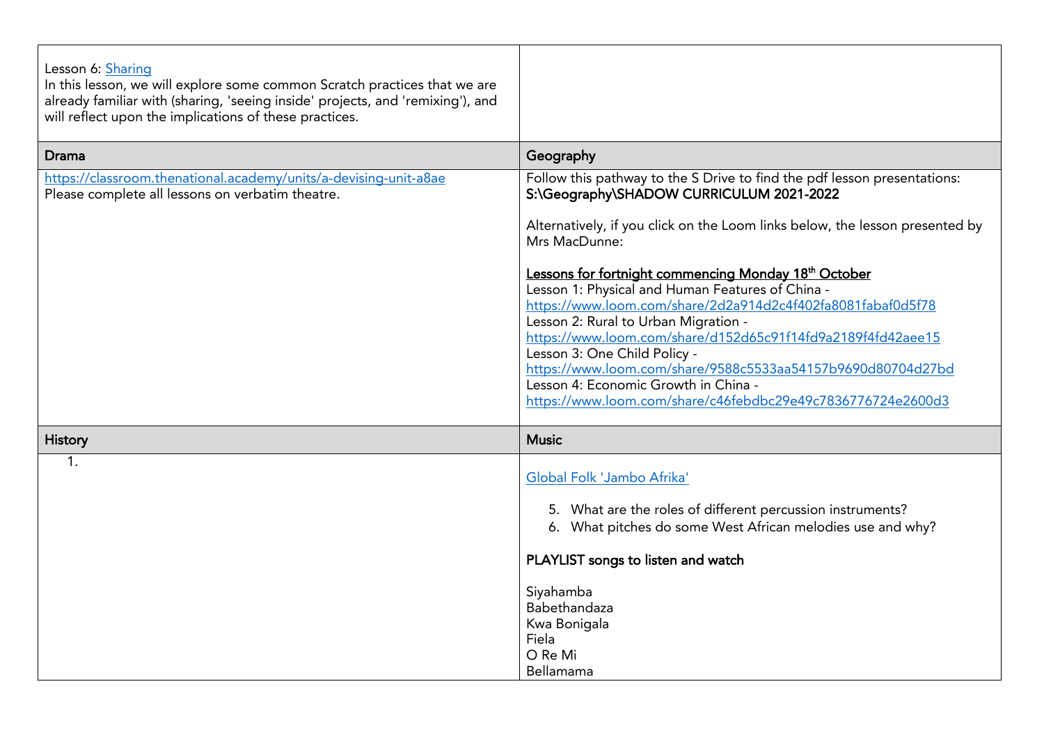| Lesson 6: Sharing<br>In this lesson, we will explore some common Scratch practices that we are already familiar with (sharing, 'seeing inside' projects, and 'remixing'), and will reflect upon the implications of these practices. | |
|---|---|
| **Drama** | **Geography** |
| https://classroom.thenational.academy/units/a-devising-unit-a8ae<br>Please complete all lessons on verbatim theatre. | Follow this pathway to the S Drive to find the pdf lesson presentations:<br>**S:\Geography\SHADOW CURRICULUM 2021-2022**<br><br>Alternatively, if you click on the Loom links below, the lesson presented by Mrs MacDunne:<br><br>**Lessons for fortnight commencing Monday 18th October**<br>Lesson 1: Physical and Human Features of China - https://www.loom.com/share/2d2a914d2c4f402fa8081fabaf0d5f78<br>Lesson 2: Rural to Urban Migration - https://www.loom.com/share/d152d65c91f14fd9a2189f4fd42aee15<br>Lesson 3: One Child Policy - https://www.loom.com/share/9588c5533aa54157b9690d80704d27bd<br>Lesson 4: Economic Growth in China - https://www.loom.com/share/c46febdbc29e49c7836776724e2600d3 |
| **History** | **Music** |
| 1. | Global Folk 'Jambo Afrika'<br><br>5. What are the roles of different percussion instruments?<br>6. What pitches do some West African melodies use and why?<br><br>**PLAYLIST songs to listen and watch**<br><br>Siyahamba<br>Babethandaza<br>Kwa Bonigala<br>Fiela<br>O Re Mi<br>Bellamama |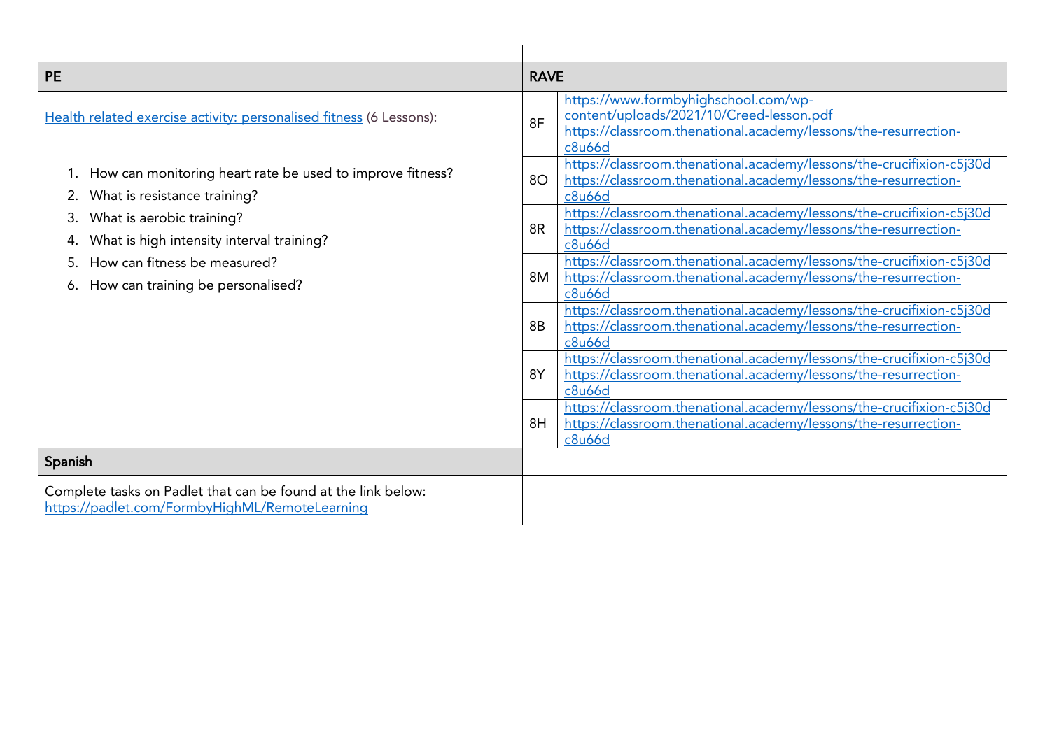| PE | RAVE | |
|---|---|---|
| Health related exercise activity: personalised fitness (6 Lessons):<br><br>1. How can monitoring heart rate be used to improve fitness?<br>2. What is resistance training?<br>3. What is aerobic training?<br>4. What is high intensity interval training?<br>5. How can fitness be measured?<br>6. How can training be personalised? | 8F | https://www.formbyhighschool.com/wp-content/uploads/2021/10/Creed-lesson.pdf<br>https://classroom.thenational.academy/lessons/the-resurrection-c8u66d |
| | 8O | https://classroom.thenational.academy/lessons/the-crucifixion-c5j30d<br>https://classroom.thenational.academy/lessons/the-resurrection-c8u66d |
| | 8R | https://classroom.thenational.academy/lessons/the-crucifixion-c5j30d<br>https://classroom.thenational.academy/lessons/the-resurrection-c8u66d |
| | 8M | https://classroom.thenational.academy/lessons/the-crucifixion-c5j30d<br>https://classroom.thenational.academy/lessons/the-resurrection-c8u66d |
| | 8B | https://classroom.thenational.academy/lessons/the-crucifixion-c5j30d<br>https://classroom.thenational.academy/lessons/the-resurrection-c8u66d |
| | 8Y | https://classroom.thenational.academy/lessons/the-crucifixion-c5j30d<br>https://classroom.thenational.academy/lessons/the-resurrection-c8u66d |
| | 8H | https://classroom.thenational.academy/lessons/the-crucifixion-c5j30d<br>https://classroom.thenational.academy/lessons/the-resurrection-c8u66d |
| **Spanish** | | |
| Complete tasks on Padlet that can be found at the link below:<br>https://padlet.com/FormbyHighML/RemoteLearning | | |